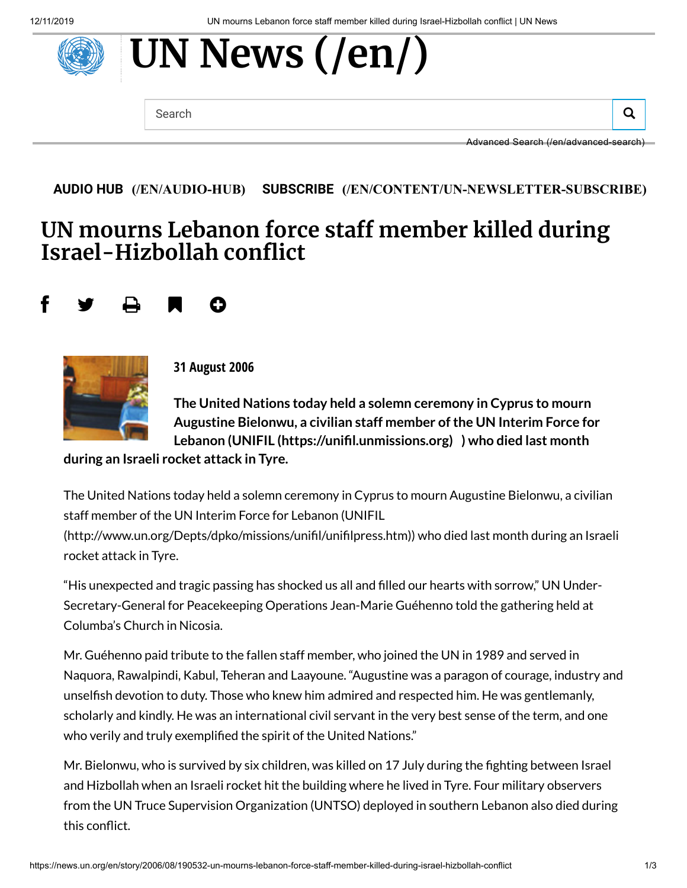# UN News (/en/)

Search

Advanced Search (/en/advanced-search)

**AUDIO HUB (/EN/AUDIO-HUB)** **SUBSCRIBE (/EN/CONTENT/UN-NEWSLETTER-SUBSCRIBE)**

# UN mourns Lebanon force staff member killed during Israel-Hizbollah conflict

**31 August 2006**

**The United Nations today held a solemn ceremony in Cyprus to mourn Augustine Bielonwu, a civilian staff member of the UN Interim Force for Lebanon (UNIFIL (https://unifil.unmissions.org) ) who died last month during an Israeli rocket attack in Tyre.**

The United Nations today held a solemn ceremony in Cyprus to mourn Augustine Bielonwu, a civilian staff member of the UN Interim Force for Lebanon (UNIFIL (http://www.un.org/Depts/dpko/missions/unifil/unifilpress.htm)) who died last month during an Israeli rocket attack in Tyre.

"His unexpected and tragic passing has shocked us all and filled our hearts with sorrow," UN Under-Secretary-General for Peacekeeping Operations Jean-Marie Guéhenno told the gathering held at Columba's Church in Nicosia.

Mr. Guéhenno paid tribute to the fallen staff member, who joined the UN in 1989 and served in Naquora, Rawalpindi, Kabul, Teheran and Laayoune. "Augustine was a paragon of courage, industry and unselfish devotion to duty. Those who knew him admired and respected him. He was gentlemanly, scholarly and kindly. He was an international civil servant in the very best sense of the term, and one who verily and truly exemplified the spirit of the United Nations."

Mr. Bielonwu, who is survived by six children, was killed on 17 July during the fighting between Israel and Hizbollah when an Israeli rocket hit the building where he lived in Tyre. Four military observers from the UN Truce Supervision Organization (UNTSO) deployed in southern Lebanon also died during this conflict.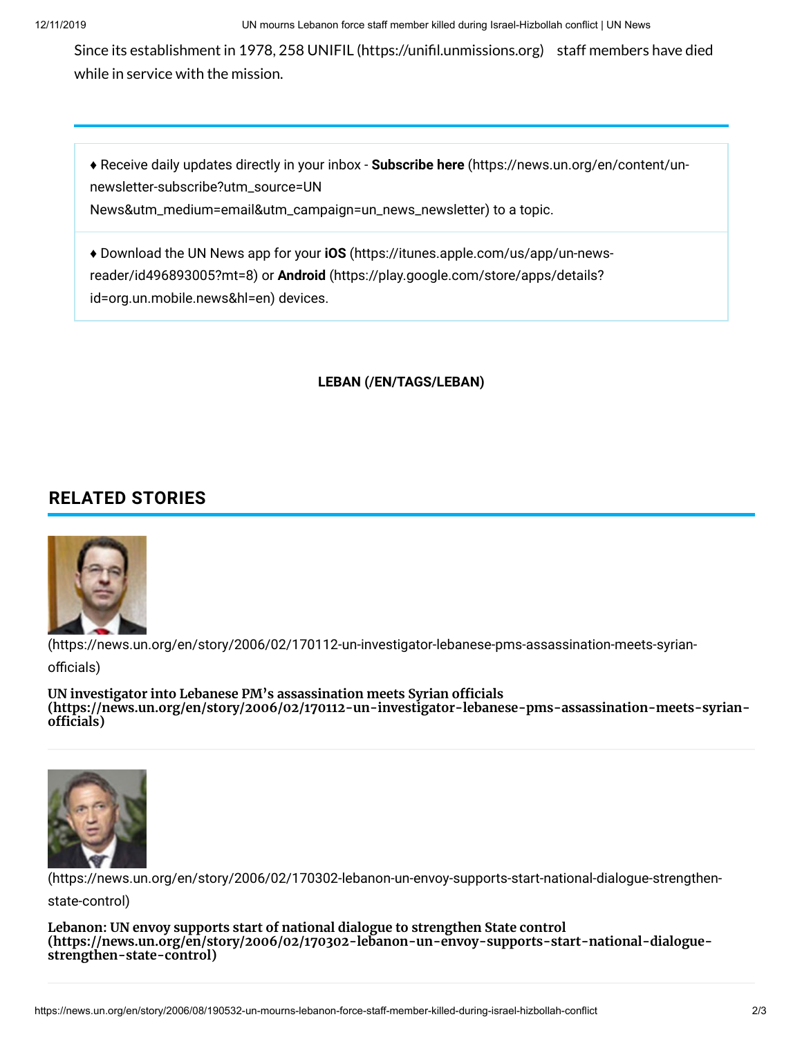Since its establishment in 1978, 258 UNIFIL (https://unifil.unmissions.org) staff members have died while in service with the mission.

---

♦ Receive daily updates directly in your inbox - **Subscribe here** (https://news.un.org/en/content/un-newsletter-subscribe?utm_source=UN News&utm_medium=email&utm_campaign=un_news_newsletter) to a topic.

♦ Download the UN News app for your **iOS** (https://itunes.apple.com/us/app/un-news-reader/id496893005?mt=8) or **Android** (https://play.google.com/store/apps/details?id=org.un.mobile.news&hl=en) devices.

**LEBAN (/EN/TAGS/LEBAN)**

## RELATED STORIES

(https://news.un.org/en/story/2006/02/170112-un-investigator-lebanese-pms-assassination-meets-syrian-officials)

**UN investigator into Lebanese PM's assassination meets Syrian officials (https://news.un.org/en/story/2006/02/170112-un-investigator-lebanese-pms-assassination-meets-syrian-officials)**

---

(https://news.un.org/en/story/2006/02/170302-lebanon-un-envoy-supports-start-national-dialogue-strengthen-state-control)

**Lebanon: UN envoy supports start of national dialogue to strengthen State control (https://news.un.org/en/story/2006/02/170302-lebanon-un-envoy-supports-start-national-dialogue-strengthen-state-control)**